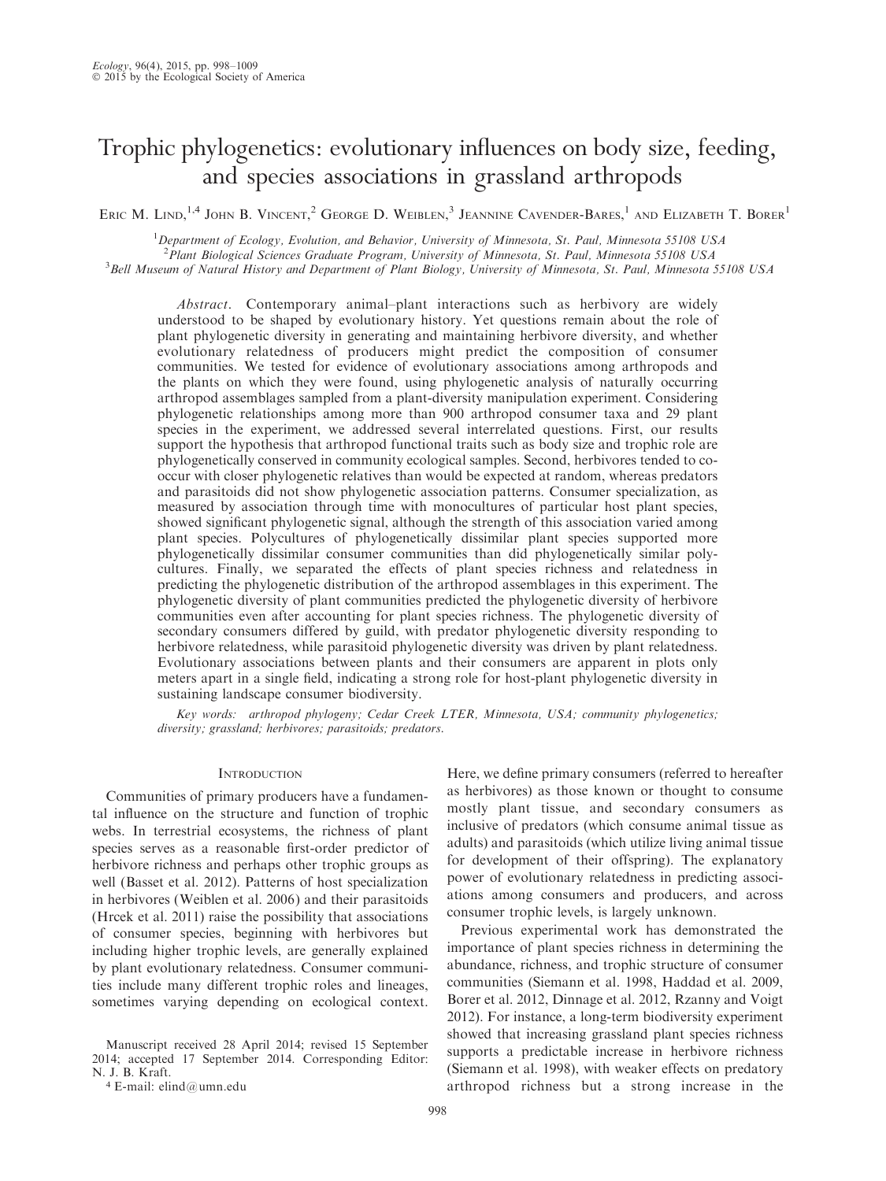# Trophic phylogenetics: evolutionary influences on body size, feeding, and species associations in grassland arthropods

Eric M. Lind,[1,4] John B. Vincent,[2] George D. Weiblen,[3] Jeannine Cavender-Bares,[1] and Elizabeth T. Borer[1]

[1]Department of Ecology, Evolution, and Behavior, University of Minnesota, St. Paul, Minnesota 55108 USA
[2]Plant Biological Sciences Graduate Program, University of Minnesota, St. Paul, Minnesota 55108 USA
[3]Bell Museum of Natural History and Department of Plant Biology, University of Minnesota, St. Paul, Minnesota 55108 USA

*Abstract*. Contemporary animal–plant interactions such as herbivory are widely understood to be shaped by evolutionary history. Yet questions remain about the role of plant phylogenetic diversity in generating and maintaining herbivore diversity, and whether evolutionary relatedness of producers might predict the composition of consumer communities. We tested for evidence of evolutionary associations among arthropods and the plants on which they were found, using phylogenetic analysis of naturally occurring arthropod assemblages sampled from a plant-diversity manipulation experiment. Considering phylogenetic relationships among more than 900 arthropod consumer taxa and 29 plant species in the experiment, we addressed several interrelated questions. First, our results support the hypothesis that arthropod functional traits such as body size and trophic role are phylogenetically conserved in community ecological samples. Second, herbivores tended to co-occur with closer phylogenetic relatives than would be expected at random, whereas predators and parasitoids did not show phylogenetic association patterns. Consumer specialization, as measured by association through time with monocultures of particular host plant species, showed significant phylogenetic signal, although the strength of this association varied among plant species. Polycultures of phylogenetically dissimilar plant species supported more phylogenetically dissimilar consumer communities than did phylogenetically similar polycultures. Finally, we separated the effects of plant species richness and relatedness in predicting the phylogenetic distribution of the arthropod assemblages in this experiment. The phylogenetic diversity of plant communities predicted the phylogenetic diversity of herbivore communities even after accounting for plant species richness. The phylogenetic diversity of secondary consumers differed by guild, with predator phylogenetic diversity responding to herbivore relatedness, while parasitoid phylogenetic diversity was driven by plant relatedness. Evolutionary associations between plants and their consumers are apparent in plots only meters apart in a single field, indicating a strong role for host-plant phylogenetic diversity in sustaining landscape consumer biodiversity.

*Key words*: arthropod phylogeny; Cedar Creek LTER, Minnesota, USA; community phylogenetics; diversity; grassland; herbivores; parasitoids; predators.

## Introduction

Communities of primary producers have a fundamental influence on the structure and function of trophic webs. In terrestrial ecosystems, the richness of plant species serves as a reasonable first-order predictor of herbivore richness and perhaps other trophic groups as well (Basset et al. 2012). Patterns of host specialization in herbivores (Weiblen et al. 2006) and their parasitoids (Hrcek et al. 2011) raise the possibility that associations of consumer species, beginning with herbivores but including higher trophic levels, are generally explained by plant evolutionary relatedness. Consumer communities include many different trophic roles and lineages, sometimes varying depending on ecological context. Here, we define primary consumers (referred to hereafter as herbivores) as those known or thought to consume mostly plant tissue, and secondary consumers as inclusive of predators (which consume animal tissue as adults) and parasitoids (which utilize living animal tissue for development of their offspring). The explanatory power of evolutionary relatedness in predicting associations among consumers and producers, and across consumer trophic levels, is largely unknown.

Previous experimental work has demonstrated the importance of plant species richness in determining the abundance, richness, and trophic structure of consumer communities (Siemann et al. 1998, Haddad et al. 2009, Borer et al. 2012, Dinnage et al. 2012, Rzanny and Voigt 2012). For instance, a long-term biodiversity experiment showed that increasing grassland plant species richness supports a predictable increase in herbivore richness (Siemann et al. 1998), with weaker effects on predatory arthropod richness but a strong increase in the

Manuscript received 28 April 2014; revised 15 September 2014; accepted 17 September 2014. Corresponding Editor: N. J. B. Kraft.

[4] E-mail: elind@umn.edu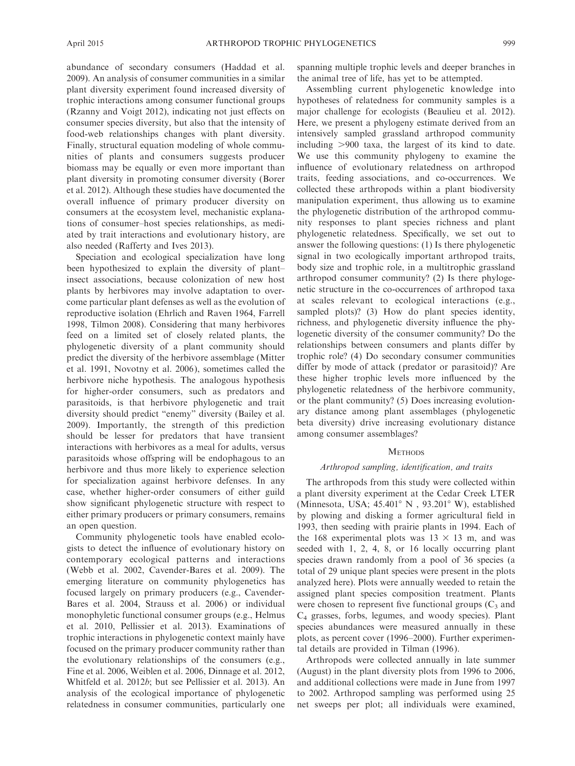abundance of secondary consumers (Haddad et al. 2009). An analysis of consumer communities in a similar plant diversity experiment found increased diversity of trophic interactions among consumer functional groups (Rzanny and Voigt 2012), indicating not just effects on consumer species diversity, but also that the intensity of food-web relationships changes with plant diversity. Finally, structural equation modeling of whole communities of plants and consumers suggests producer biomass may be equally or even more important than plant diversity in promoting consumer diversity (Borer et al. 2012). Although these studies have documented the overall influence of primary producer diversity on consumers at the ecosystem level, mechanistic explanations of consumer–host species relationships, as mediated by trait interactions and evolutionary history, are also needed (Rafferty and Ives 2013).

Speciation and ecological specialization have long been hypothesized to explain the diversity of plant–insect associations, because colonization of new host plants by herbivores may involve adaptation to overcome particular plant defenses as well as the evolution of reproductive isolation (Ehrlich and Raven 1964, Farrell 1998, Tilmon 2008). Considering that many herbivores feed on a limited set of closely related plants, the phylogenetic diversity of a plant community should predict the diversity of the herbivore assemblage (Mitter et al. 1991, Novotny et al. 2006), sometimes called the herbivore niche hypothesis. The analogous hypothesis for higher-order consumers, such as predators and parasitoids, is that herbivore phylogenetic and trait diversity should predict "enemy" diversity (Bailey et al. 2009). Importantly, the strength of this prediction should be lesser for predators that have transient interactions with herbivores as a meal for adults, versus parasitoids whose offspring will be endophagous to an herbivore and thus more likely to experience selection for specialization against herbivore defenses. In any case, whether higher-order consumers of either guild show significant phylogenetic structure with respect to either primary producers or primary consumers, remains an open question.

Community phylogenetic tools have enabled ecologists to detect the influence of evolutionary history on contemporary ecological patterns and interactions (Webb et al. 2002, Cavender-Bares et al. 2009). The emerging literature on community phylogenetics has focused largely on primary producers (e.g., Cavender-Bares et al. 2004, Strauss et al. 2006) or individual monophyletic functional consumer groups (e.g., Helmus et al. 2010, Pellissier et al. 2013). Examinations of trophic interactions in phylogenetic context mainly have focused on the primary producer community rather than the evolutionary relationships of the consumers (e.g., Fine et al. 2006, Weiblen et al. 2006, Dinnage et al. 2012, Whitfeld et al. 2012*b*; but see Pellissier et al. 2013). An analysis of the ecological importance of phylogenetic relatedness in consumer communities, particularly one spanning multiple trophic levels and deeper branches in the animal tree of life, has yet to be attempted.

Assembling current phylogenetic knowledge into hypotheses of relatedness for community samples is a major challenge for ecologists (Beaulieu et al. 2012). Here, we present a phylogeny estimate derived from an intensively sampled grassland arthropod community including >900 taxa, the largest of its kind to date. We use this community phylogeny to examine the influence of evolutionary relatedness on arthropod traits, feeding associations, and co-occurrences. We collected these arthropods within a plant biodiversity manipulation experiment, thus allowing us to examine the phylogenetic distribution of the arthropod community responses to plant species richness and plant phylogenetic relatedness. Specifically, we set out to answer the following questions: (1) Is there phylogenetic signal in two ecologically important arthropod traits, body size and trophic role, in a multitrophic grassland arthropod consumer community? (2) Is there phylogenetic structure in the co-occurrences of arthropod taxa at scales relevant to ecological interactions (e.g., sampled plots)? (3) How do plant species identity, richness, and phylogenetic diversity influence the phylogenetic diversity of the consumer community? Do the relationships between consumers and plants differ by trophic role? (4) Do secondary consumer communities differ by mode of attack (predator or parasitoid)? Are these higher trophic levels more influenced by the phylogenetic relatedness of the herbivore community, or the plant community? (5) Does increasing evolutionary distance among plant assemblages (phylogenetic beta diversity) drive increasing evolutionary distance among consumer assemblages?

## Methods

### *Arthropod sampling, identification, and traits*

The arthropods from this study were collected within a plant diversity experiment at the Cedar Creek LTER (Minnesota, USA; 45.401° N , 93.201° W), established by plowing and disking a former agricultural field in 1993, then seeding with prairie plants in 1994. Each of the 168 experimental plots was 13 × 13 m, and was seeded with 1, 2, 4, 8, or 16 locally occurring plant species drawn randomly from a pool of 36 species (a total of 29 unique plant species were present in the plots analyzed here). Plots were annually weeded to retain the assigned plant species composition treatment. Plants were chosen to represent five functional groups ($C_3$ and $C_4$ grasses, forbs, legumes, and woody species). Plant species abundances were measured annually in these plots, as percent cover (1996–2000). Further experimental details are provided in Tilman (1996).

Arthropods were collected annually in late summer (August) in the plant diversity plots from 1996 to 2006, and additional collections were made in June from 1997 to 2002. Arthropod sampling was performed using 25 net sweeps per plot; all individuals were examined,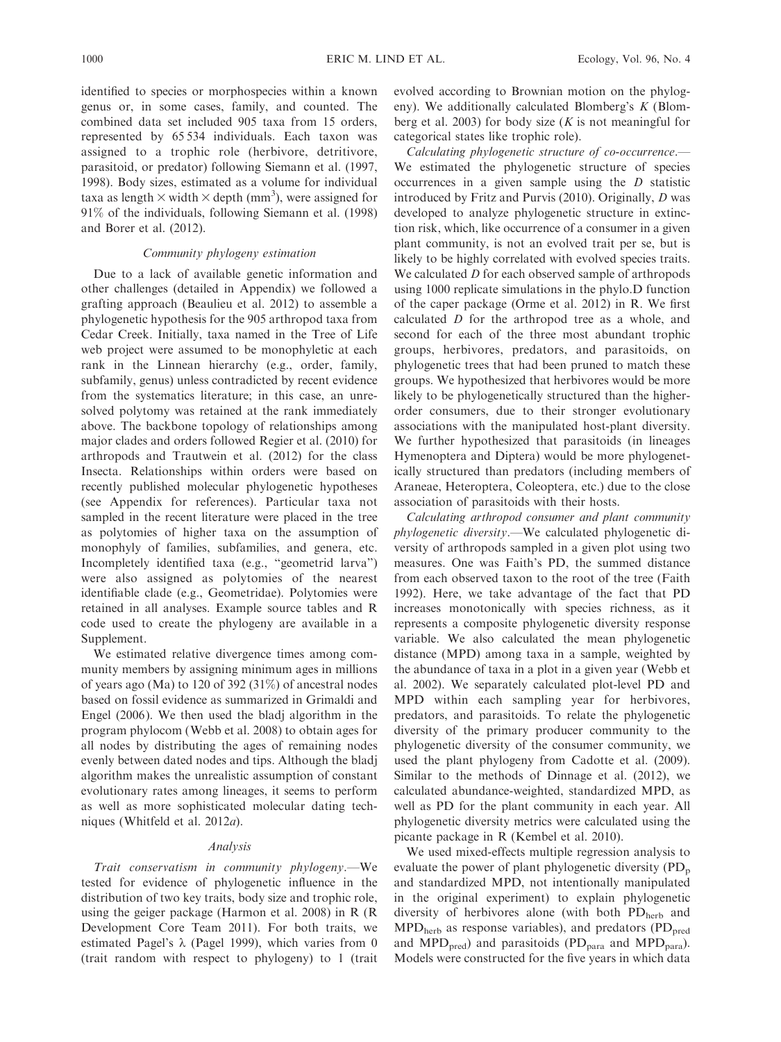identified to species or morphospecies within a known genus or, in some cases, family, and counted. The combined data set included 905 taxa from 15 orders, represented by 65 534 individuals. Each taxon was assigned to a trophic role (herbivore, detritivore, parasitoid, or predator) following Siemann et al. (1997, 1998). Body sizes, estimated as a volume for individual taxa as length × width × depth ($mm^3$), were assigned for 91% of the individuals, following Siemann et al. (1998) and Borer et al. (2012).

### Community phylogeny estimation

Due to a lack of available genetic information and other challenges (detailed in Appendix) we followed a grafting approach (Beaulieu et al. 2012) to assemble a phylogenetic hypothesis for the 905 arthropod taxa from Cedar Creek. Initially, taxa named in the Tree of Life web project were assumed to be monophyletic at each rank in the Linnean hierarchy (e.g., order, family, subfamily, genus) unless contradicted by recent evidence from the systematics literature; in this case, an unresolved polytomy was retained at the rank immediately above. The backbone topology of relationships among major clades and orders followed Regier et al. (2010) for arthropods and Trautwein et al. (2012) for the class Insecta. Relationships within orders were based on recently published molecular phylogenetic hypotheses (see Appendix for references). Particular taxa not sampled in the recent literature were placed in the tree as polytomies of higher taxa on the assumption of monophyly of families, subfamilies, and genera, etc. Incompletely identified taxa (e.g., "geometrid larva") were also assigned as polytomies of the nearest identifiable clade (e.g., Geometridae). Polytomies were retained in all analyses. Example source tables and R code used to create the phylogeny are available in a Supplement.

We estimated relative divergence times among community members by assigning minimum ages in millions of years ago (Ma) to 120 of 392 (31%) of ancestral nodes based on fossil evidence as summarized in Grimaldi and Engel (2006). We then used the bladj algorithm in the program phylocom (Webb et al. 2008) to obtain ages for all nodes by distributing the ages of remaining nodes evenly between dated nodes and tips. Although the bladj algorithm makes the unrealistic assumption of constant evolutionary rates among lineages, it seems to perform as well as more sophisticated molecular dating techniques (Whitfeld et al. 2012*a*).

### Analysis

*Trait conservatism in community phylogeny*.—We tested for evidence of phylogenetic influence in the distribution of two key traits, body size and trophic role, using the geiger package (Harmon et al. 2008) in R (R Development Core Team 2011). For both traits, we estimated Pagel's λ (Pagel 1999), which varies from 0 (trait random with respect to phylogeny) to 1 (trait evolved according to Brownian motion on the phylogeny). We additionally calculated Blomberg's *K* (Blomberg et al. 2003) for body size (*K* is not meaningful for categorical states like trophic role).

*Calculating phylogenetic structure of co-occurrence*.—We estimated the phylogenetic structure of species occurrences in a given sample using the *D* statistic introduced by Fritz and Purvis (2010). Originally, *D* was developed to analyze phylogenetic structure in extinction risk, which, like occurrence of a consumer in a given plant community, is not an evolved trait per se, but is likely to be highly correlated with evolved species traits. We calculated *D* for each observed sample of arthropods using 1000 replicate simulations in the phylo.D function of the caper package (Orme et al. 2012) in R. We first calculated *D* for the arthropod tree as a whole, and second for each of the three most abundant trophic groups, herbivores, predators, and parasitoids, on phylogenetic trees that had been pruned to match these groups. We hypothesized that herbivores would be more likely to be phylogenetically structured than the higher-order consumers, due to their stronger evolutionary associations with the manipulated host-plant diversity. We further hypothesized that parasitoids (in lineages Hymenoptera and Diptera) would be more phylogenetically structured than predators (including members of Araneae, Heteroptera, Coleoptera, etc.) due to the close association of parasitoids with their hosts.

*Calculating arthropod consumer and plant community phylogenetic diversity*.—We calculated phylogenetic diversity of arthropods sampled in a given plot using two measures. One was Faith's PD, the summed distance from each observed taxon to the root of the tree (Faith 1992). Here, we take advantage of the fact that PD increases monotonically with species richness, as it represents a composite phylogenetic diversity response variable. We also calculated the mean phylogenetic distance (MPD) among taxa in a sample, weighted by the abundance of taxa in a plot in a given year (Webb et al. 2002). We separately calculated plot-level PD and MPD within each sampling year for herbivores, predators, and parasitoids. To relate the phylogenetic diversity of the primary producer community to the phylogenetic diversity of the consumer community, we used the plant phylogeny from Cadotte et al. (2009). Similar to the methods of Dinnage et al. (2012), we calculated abundance-weighted, standardized MPD, as well as PD for the plant community in each year. All phylogenetic diversity metrics were calculated using the picante package in R (Kembel et al. 2010).

We used mixed-effects multiple regression analysis to evaluate the power of plant phylogenetic diversity ($PD_p$ and standardized MPD, not intentionally manipulated in the original experiment) to explain phylogenetic diversity of herbivores alone (with both $PD_{herb}$ and $MPD_{herb}$ as response variables), and predators ($PD_{pred}$ and $MPD_{pred}$) and parasitoids ($PD_{para}$ and $MPD_{para}$). Models were constructed for the five years in which data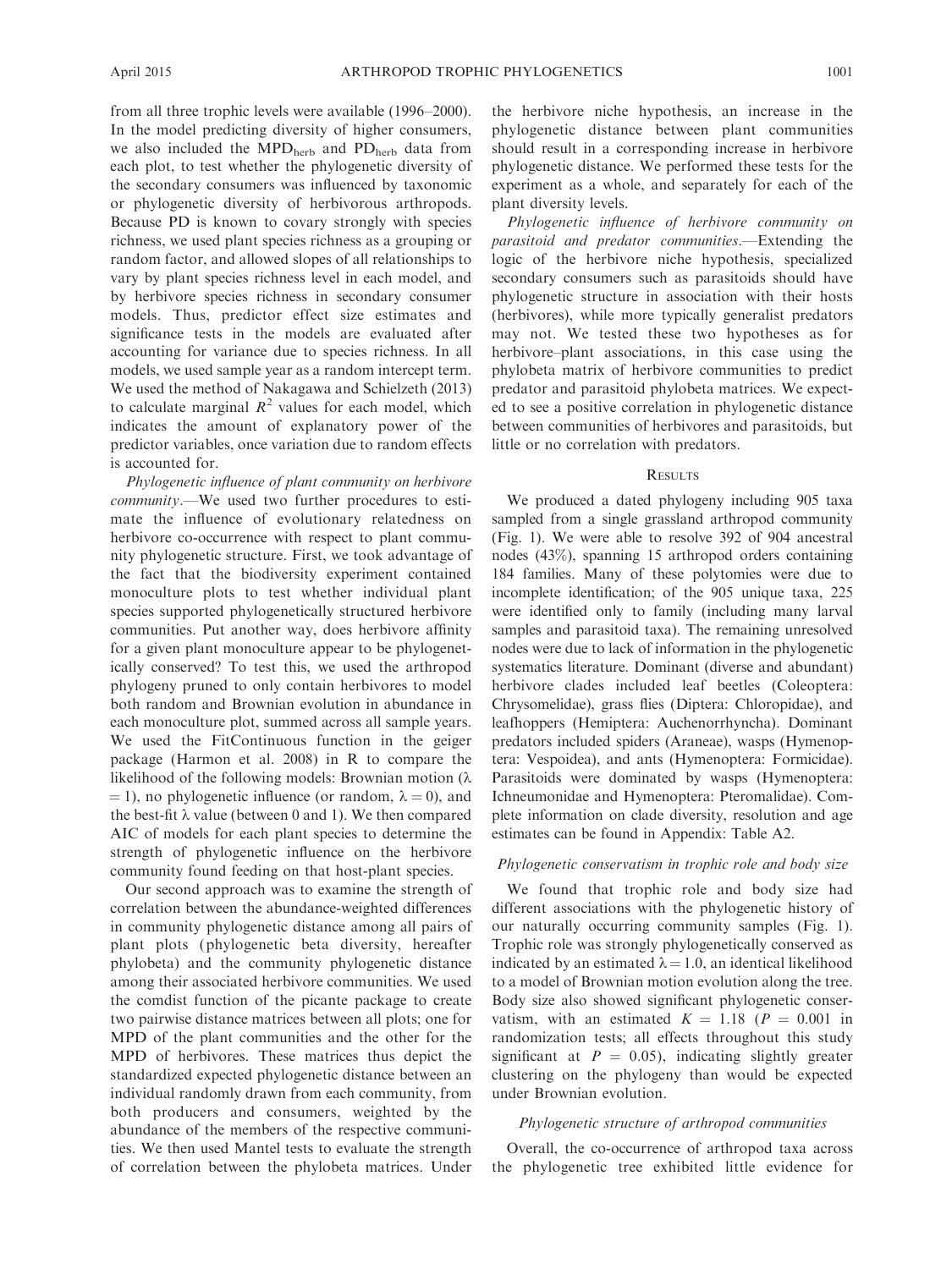from all three trophic levels were available (1996–2000). In the model predicting diversity of higher consumers, we also included the $MPD_{herb}$ and $PD_{herb}$ data from each plot, to test whether the phylogenetic diversity of the secondary consumers was influenced by taxonomic or phylogenetic diversity of herbivorous arthropods. Because PD is known to covary strongly with species richness, we used plant species richness as a grouping or random factor, and allowed slopes of all relationships to vary by plant species richness level in each model, and by herbivore species richness in secondary consumer models. Thus, predictor effect size estimates and significance tests in the models are evaluated after accounting for variance due to species richness. In all models, we used sample year as a random intercept term. We used the method of Nakagawa and Schielzeth (2013) to calculate marginal $R^2$ values for each model, which indicates the amount of explanatory power of the predictor variables, once variation due to random effects is accounted for.

*Phylogenetic influence of plant community on herbivore community*.—We used two further procedures to estimate the influence of evolutionary relatedness on herbivore co-occurrence with respect to plant community phylogenetic structure. First, we took advantage of the fact that the biodiversity experiment contained monoculture plots to test whether individual plant species supported phylogenetically structured herbivore communities. Put another way, does herbivore affinity for a given plant monoculture appear to be phylogenetically conserved? To test this, we used the arthropod phylogeny pruned to only contain herbivores to model both random and Brownian evolution in abundance in each monoculture plot, summed across all sample years. We used the FitContinuous function in the geiger package (Harmon et al. 2008) in R to compare the likelihood of the following models: Brownian motion ($\lambda = 1$), no phylogenetic influence (or random, $\lambda = 0$), and the best-fit $\lambda$ value (between 0 and 1). We then compared AIC of models for each plant species to determine the strength of phylogenetic influence on the herbivore community found feeding on that host-plant species.

Our second approach was to examine the strength of correlation between the abundance-weighted differences in community phylogenetic distance among all pairs of plant plots (phylogenetic beta diversity, hereafter phylobeta) and the community phylogenetic distance among their associated herbivore communities. We used the comdist function of the picante package to create two pairwise distance matrices between all plots; one for MPD of the plant communities and the other for the MPD of herbivores. These matrices thus depict the standardized expected phylogenetic distance between an individual randomly drawn from each community, from both producers and consumers, weighted by the abundance of the members of the respective communities. We then used Mantel tests to evaluate the strength of correlation between the phylobeta matrices. Under the herbivore niche hypothesis, an increase in the phylogenetic distance between plant communities should result in a corresponding increase in herbivore phylogenetic distance. We performed these tests for the experiment as a whole, and separately for each of the plant diversity levels.

*Phylogenetic influence of herbivore community on parasitoid and predator communities*.—Extending the logic of the herbivore niche hypothesis, specialized secondary consumers such as parasitoids should have phylogenetic structure in association with their hosts (herbivores), while more typically generalist predators may not. We tested these two hypotheses as for herbivore–plant associations, in this case using the phylobeta matrix of herbivore communities to predict predator and parasitoid phylobeta matrices. We expected to see a positive correlation in phylogenetic distance between communities of herbivores and parasitoids, but little or no correlation with predators.

## Results

We produced a dated phylogeny including 905 taxa sampled from a single grassland arthropod community (Fig. 1). We were able to resolve 392 of 904 ancestral nodes (43%), spanning 15 arthropod orders containing 184 families. Many of these polytomies were due to incomplete identification; of the 905 unique taxa, 225 were identified only to family (including many larval samples and parasitoid taxa). The remaining unresolved nodes were due to lack of information in the phylogenetic systematics literature. Dominant (diverse and abundant) herbivore clades included leaf beetles (Coleoptera: Chrysomelidae), grass flies (Diptera: Chloropidae), and leafhoppers (Hemiptera: Auchenorrhyncha). Dominant predators included spiders (Araneae), wasps (Hymenoptera: Vespoidea), and ants (Hymenoptera: Formicidae). Parasitoids were dominated by wasps (Hymenoptera: Ichneumonidae and Hymenoptera: Pteromalidae). Complete information on clade diversity, resolution and age estimates can be found in Appendix: Table A2.

### *Phylogenetic conservatism in trophic role and body size*

We found that trophic role and body size had different associations with the phylogenetic history of our naturally occurring community samples (Fig. 1). Trophic role was strongly phylogenetically conserved as indicated by an estimated $\lambda = 1.0$, an identical likelihood to a model of Brownian motion evolution along the tree. Body size also showed significant phylogenetic conservatism, with an estimated $K = 1.18$ ($P = 0.001$ in randomization tests; all effects throughout this study significant at $P = 0.05$), indicating slightly greater clustering on the phylogeny than would be expected under Brownian evolution.

### *Phylogenetic structure of arthropod communities*

Overall, the co-occurrence of arthropod taxa across the phylogenetic tree exhibited little evidence for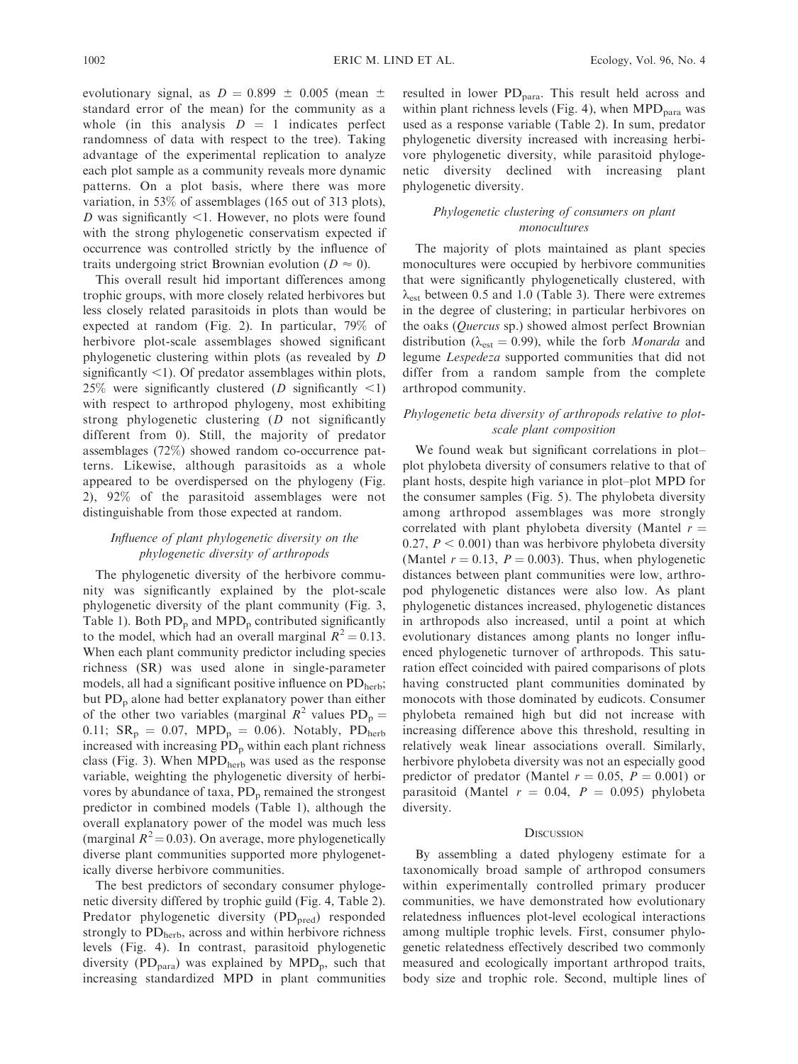evolutionary signal, as $D = 0.899 \pm 0.005$ (mean $\pm$ standard error of the mean) for the community as a whole (in this analysis $D = 1$ indicates perfect randomness of data with respect to the tree). Taking advantage of the experimental replication to analyze each plot sample as a community reveals more dynamic patterns. On a plot basis, where there was more variation, in 53% of assemblages (165 out of 313 plots), $D$ was significantly $<1$. However, no plots were found with the strong phylogenetic conservatism expected if occurrence was controlled strictly by the influence of traits undergoing strict Brownian evolution ($D \approx 0$).

This overall result hid important differences among trophic groups, with more closely related herbivores but less closely related parasitoids in plots than would be expected at random (Fig. 2). In particular, 79% of herbivore plot-scale assemblages showed significant phylogenetic clustering within plots (as revealed by $D$ significantly $<1$). Of predator assemblages within plots, 25% were significantly clustered ($D$ significantly $<1$) with respect to arthropod phylogeny, most exhibiting strong phylogenetic clustering ($D$ not significantly different from 0). Still, the majority of predator assemblages (72%) showed random co-occurrence patterns. Likewise, although parasitoids as a whole appeared to be overdispersed on the phylogeny (Fig. 2), 92% of the parasitoid assemblages were not distinguishable from those expected at random.

### *Influence of plant phylogenetic diversity on the phylogenetic diversity of arthropods*

The phylogenetic diversity of the herbivore community was significantly explained by the plot-scale phylogenetic diversity of the plant community (Fig. 3, Table 1). Both $PD_p$ and $MPD_p$ contributed significantly to the model, which had an overall marginal $R^2 = 0.13$. When each plant community predictor including species richness (SR) was used alone in single-parameter models, all had a significant positive influence on $PD_{herb}$; but $PD_p$ alone had better explanatory power than either of the other two variables (marginal $R^2$ values $PD_p = 0.11$; $SR_p = 0.07$, $MPD_p = 0.06$). Notably, $PD_{herb}$ increased with increasing $PD_p$ within each plant richness class (Fig. 3). When $MPD_{herb}$ was used as the response variable, weighting the phylogenetic diversity of herbivores by abundance of taxa, $PD_p$ remained the strongest predictor in combined models (Table 1), although the overall explanatory power of the model was much less (marginal $R^2 = 0.03$). On average, more phylogenetically diverse plant communities supported more phylogenetically diverse herbivore communities.

The best predictors of secondary consumer phylogenetic diversity differed by trophic guild (Fig. 4, Table 2). Predator phylogenetic diversity ($PD_{pred}$) responded strongly to $PD_{herb}$, across and within herbivore richness levels (Fig. 4). In contrast, parasitoid phylogenetic diversity ($PD_{para}$) was explained by $MPD_p$, such that increasing standardized MPD in plant communities resulted in lower $PD_{para}$. This result held across and within plant richness levels (Fig. 4), when $MPD_{para}$ was used as a response variable (Table 2). In sum, predator phylogenetic diversity increased with increasing herbivore phylogenetic diversity, while parasitoid phylogenetic diversity declined with increasing plant phylogenetic diversity.

### *Phylogenetic clustering of consumers on plant monocultures*

The majority of plots maintained as plant species monocultures were occupied by herbivore communities that were significantly phylogenetically clustered, with $\lambda_{est}$ between 0.5 and 1.0 (Table 3). There were extremes in the degree of clustering; in particular herbivores on the oaks (*Quercus* sp.) showed almost perfect Brownian distribution ($\lambda_{est} = 0.99$), while the forb *Monarda* and legume *Lespedeza* supported communities that did not differ from a random sample from the complete arthropod community.

### *Phylogenetic beta diversity of arthropods relative to plot-scale plant composition*

We found weak but significant correlations in plot–plot phylobeta diversity of consumers relative to that of plant hosts, despite high variance in plot–plot MPD for the consumer samples (Fig. 5). The phylobeta diversity among arthropod assemblages was more strongly correlated with plant phylobeta diversity (Mantel $r = 0.27$, $P < 0.001$) than was herbivore phylobeta diversity (Mantel $r = 0.13$, $P = 0.003$). Thus, when phylogenetic distances between plant communities were low, arthropod phylogenetic distances were also low. As plant phylogenetic distances increased, phylogenetic distances in arthropods also increased, until a point at which evolutionary distances among plants no longer influenced phylogenetic turnover of arthropods. This saturation effect coincided with paired comparisons of plots having constructed plant communities dominated by monocots with those dominated by eudicots. Consumer phylobeta remained high but did not increase with increasing difference above this threshold, resulting in relatively weak linear associations overall. Similarly, herbivore phylobeta diversity was not an especially good predictor of predator (Mantel $r = 0.05$, $P = 0.001$) or parasitoid (Mantel $r = 0.04$, $P = 0.095$) phylobeta diversity.

## Discussion

By assembling a dated phylogeny estimate for a taxonomically broad sample of arthropod consumers within experimentally controlled primary producer communities, we have demonstrated how evolutionary relatedness influences plot-level ecological interactions among multiple trophic levels. First, consumer phylogenetic relatedness effectively described two commonly measured and ecologically important arthropod traits, body size and trophic role. Second, multiple lines of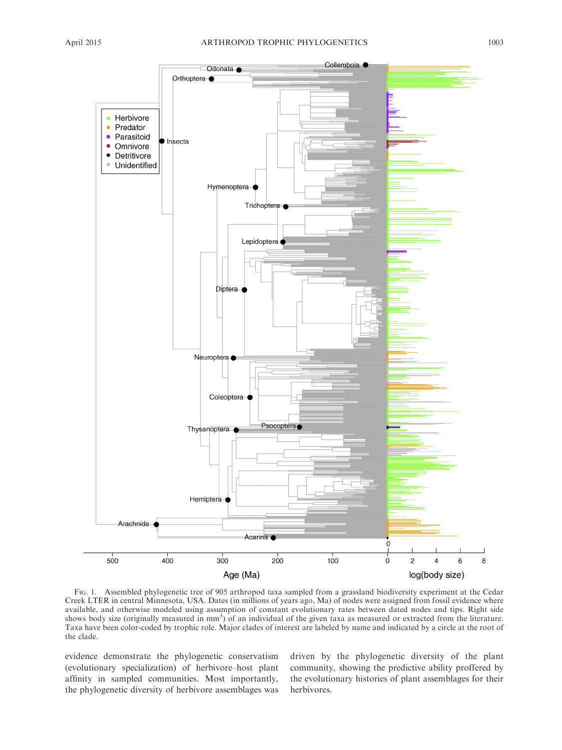Fig. 1. Assembled phylogenetic tree of 905 arthropod taxa sampled from a grassland biodiversity experiment at the Cedar Creek LTER in central Minnesota, USA. Dates (in millions of years ago, Ma) of nodes were assigned from fossil evidence where available, and otherwise modeled using assumption of constant evolutionary rates between dated nodes and tips. Right side shows body size (originally measured in $mm^3$) of an individual of the given taxa as measured or extracted from the literature. Taxa have been color-coded by trophic role. Major clades of interest are labeled by name and indicated by a circle at the root of the clade.

evidence demonstrate the phylogenetic conservatism (evolutionary specialization) of herbivore–host plant affinity in sampled communities. Most importantly, the phylogenetic diversity of herbivore assemblages was driven by the phylogenetic diversity of the plant community, showing the predictive ability proffered by the evolutionary histories of plant assemblages for their herbivores.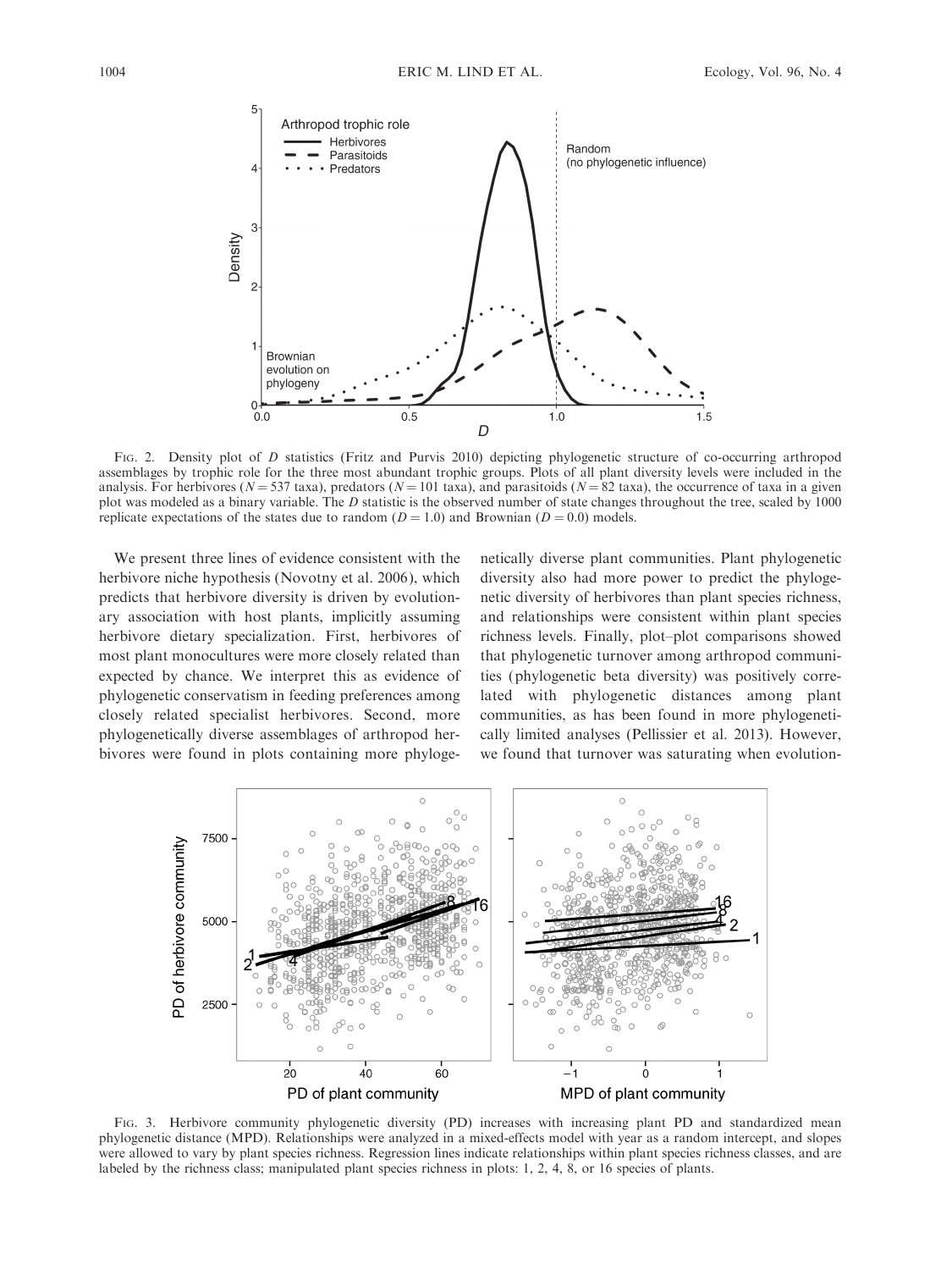FIG. 2. Density plot of $D$ statistics (Fritz and Purvis 2010) depicting phylogenetic structure of co-occurring arthropod assemblages by trophic role for the three most abundant trophic groups. Plots of all plant diversity levels were included in the analysis. For herbivores ($N = 537$ taxa), predators ($N = 101$ taxa), and parasitoids ($N = 82$ taxa), the occurrence of taxa in a given plot was modeled as a binary variable. The $D$ statistic is the observed number of state changes throughout the tree, scaled by 1000 replicate expectations of the states due to random ($D = 1.0$) and Brownian ($D = 0.0$) models.

We present three lines of evidence consistent with the herbivore niche hypothesis (Novotny et al. 2006), which predicts that herbivore diversity is driven by evolutionary association with host plants, implicitly assuming herbivore dietary specialization. First, herbivores of most plant monocultures were more closely related than expected by chance. We interpret this as evidence of phylogenetic conservatism in feeding preferences among closely related specialist herbivores. Second, more phylogenetically diverse assemblages of arthropod herbivores were found in plots containing more phylogenetically diverse plant communities. Plant phylogenetic diversity also had more power to predict the phylogenetic diversity of herbivores than plant species richness, and relationships were consistent within plant species richness levels. Finally, plot–plot comparisons showed that phylogenetic turnover among arthropod communities (phylogenetic beta diversity) was positively correlated with phylogenetic distances among plant communities, as has been found in more phylogenetically limited analyses (Pellissier et al. 2013). However, we found that turnover was saturating when evolution-

FIG. 3. Herbivore community phylogenetic diversity (PD) increases with increasing plant PD and standardized mean phylogenetic distance (MPD). Relationships were analyzed in a mixed-effects model with year as a random intercept, and slopes were allowed to vary by plant species richness. Regression lines indicate relationships within plant species richness classes, and are labeled by the richness class; manipulated plant species richness in plots: 1, 2, 4, 8, or 16 species of plants.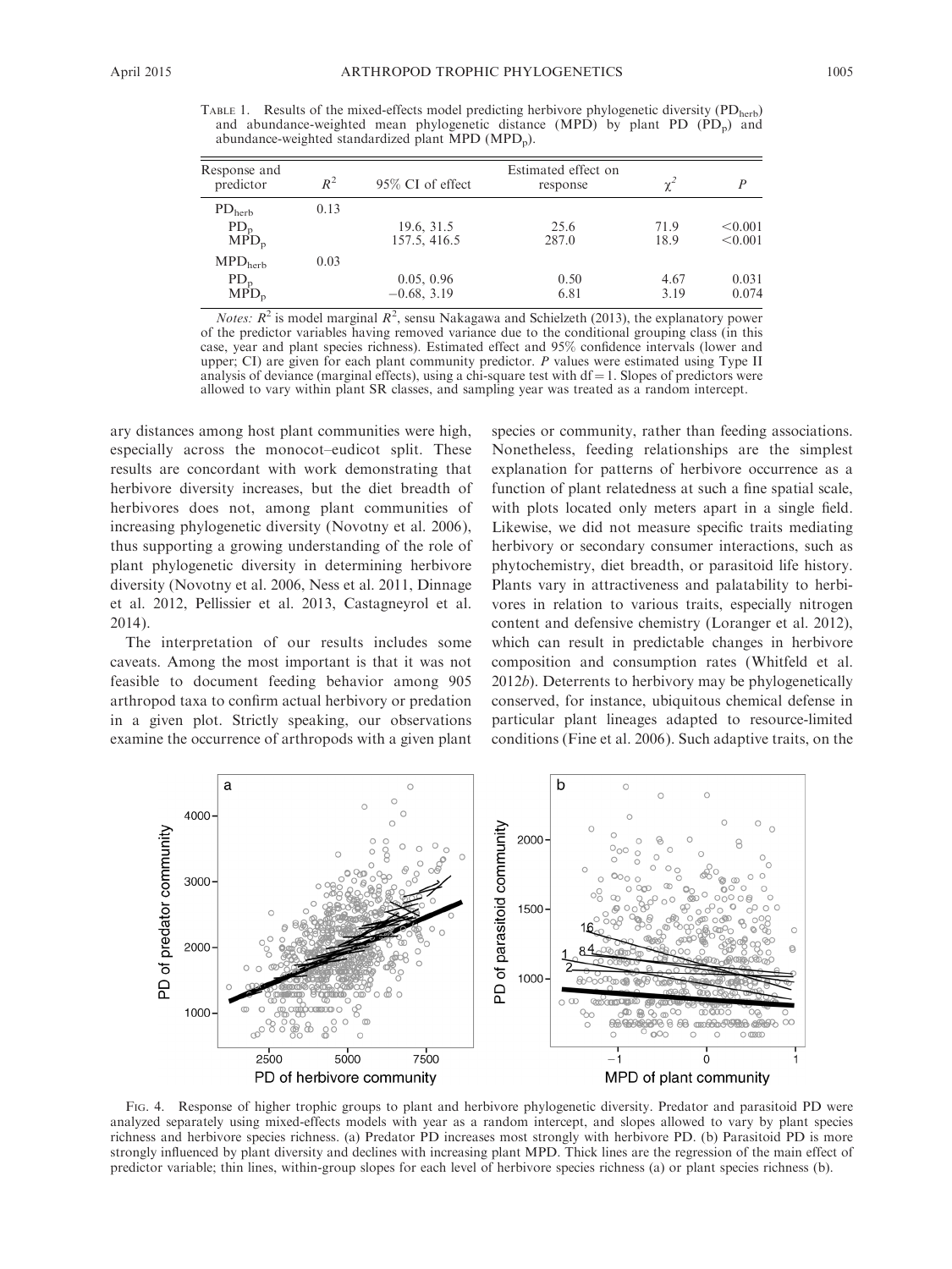TABLE 1. Results of the mixed-effects model predicting herbivore phylogenetic diversity ($PD_{herb}$) and abundance-weighted mean phylogenetic distance (MPD) by plant PD ($PD_p$) and abundance-weighted standardized plant MPD ($MPD_p$).

| Response and predictor | $R^2$ | 95% CI of effect | Estimated effect on response | $\chi^2$ | $P$ |
|---|---|---|---|---|---|
| $PD_{herb}$ | 0.13 | | | | |
| $PD_p$ | | 19.6, 31.5 | 25.6 | 71.9 | <0.001 |
| $MPD_p$ | | 157.5, 416.5 | 287.0 | 18.9 | <0.001 |
| $MPD_{herb}$ | 0.03 | | | | |
| $PD_p$ | | 0.05, 0.96 | 0.50 | 4.67 | 0.031 |
| $MPD_p$ | | −0.68, 3.19 | 6.81 | 3.19 | 0.074 |

*Notes:* $R^2$ is model marginal $R^2$, sensu Nakagawa and Schielzeth (2013), the explanatory power of the predictor variables having removed variance due to the conditional grouping class (in this case, year and plant species richness). Estimated effect and 95% confidence intervals (lower and upper; CI) are given for each plant community predictor. $P$ values were estimated using Type II analysis of deviance (marginal effects), using a chi-square test with df = 1. Slopes of predictors were allowed to vary within plant SR classes, and sampling year was treated as a random intercept.

ary distances among host plant communities were high, especially across the monocot–eudicot split. These results are concordant with work demonstrating that herbivore diversity increases, but the diet breadth of herbivores does not, among plant communities of increasing phylogenetic diversity (Novotny et al. 2006), thus supporting a growing understanding of the role of plant phylogenetic diversity in determining herbivore diversity (Novotny et al. 2006, Ness et al. 2011, Dinnage et al. 2012, Pellissier et al. 2013, Castagneyrol et al. 2014).

The interpretation of our results includes some caveats. Among the most important is that it was not feasible to document feeding behavior among 905 arthropod taxa to confirm actual herbivory or predation in a given plot. Strictly speaking, our observations examine the occurrence of arthropods with a given plant species or community, rather than feeding associations. Nonetheless, feeding relationships are the simplest explanation for patterns of herbivore occurrence as a function of plant relatedness at such a fine spatial scale, with plots located only meters apart in a single field. Likewise, we did not measure specific traits mediating herbivory or secondary consumer interactions, such as phytochemistry, diet breadth, or parasitoid life history. Plants vary in attractiveness and palatability to herbivores in relation to various traits, especially nitrogen content and defensive chemistry (Loranger et al. 2012), which can result in predictable changes in herbivore composition and consumption rates (Whitfeld et al. 2012*b*). Deterrents to herbivory may be phylogenetically conserved, for instance, ubiquitous chemical defense in particular plant lineages adapted to resource-limited conditions (Fine et al. 2006). Such adaptive traits, on the

FIG. 4. Response of higher trophic groups to plant and herbivore phylogenetic diversity. Predator and parasitoid PD were analyzed separately using mixed-effects models with year as a random intercept, and slopes allowed to vary by plant species richness and herbivore species richness. (a) Predator PD increases most strongly with herbivore PD. (b) Parasitoid PD is more strongly influenced by plant diversity and declines with increasing plant MPD. Thick lines are the regression of the main effect of predictor variable; thin lines, within-group slopes for each level of herbivore species richness (a) or plant species richness (b).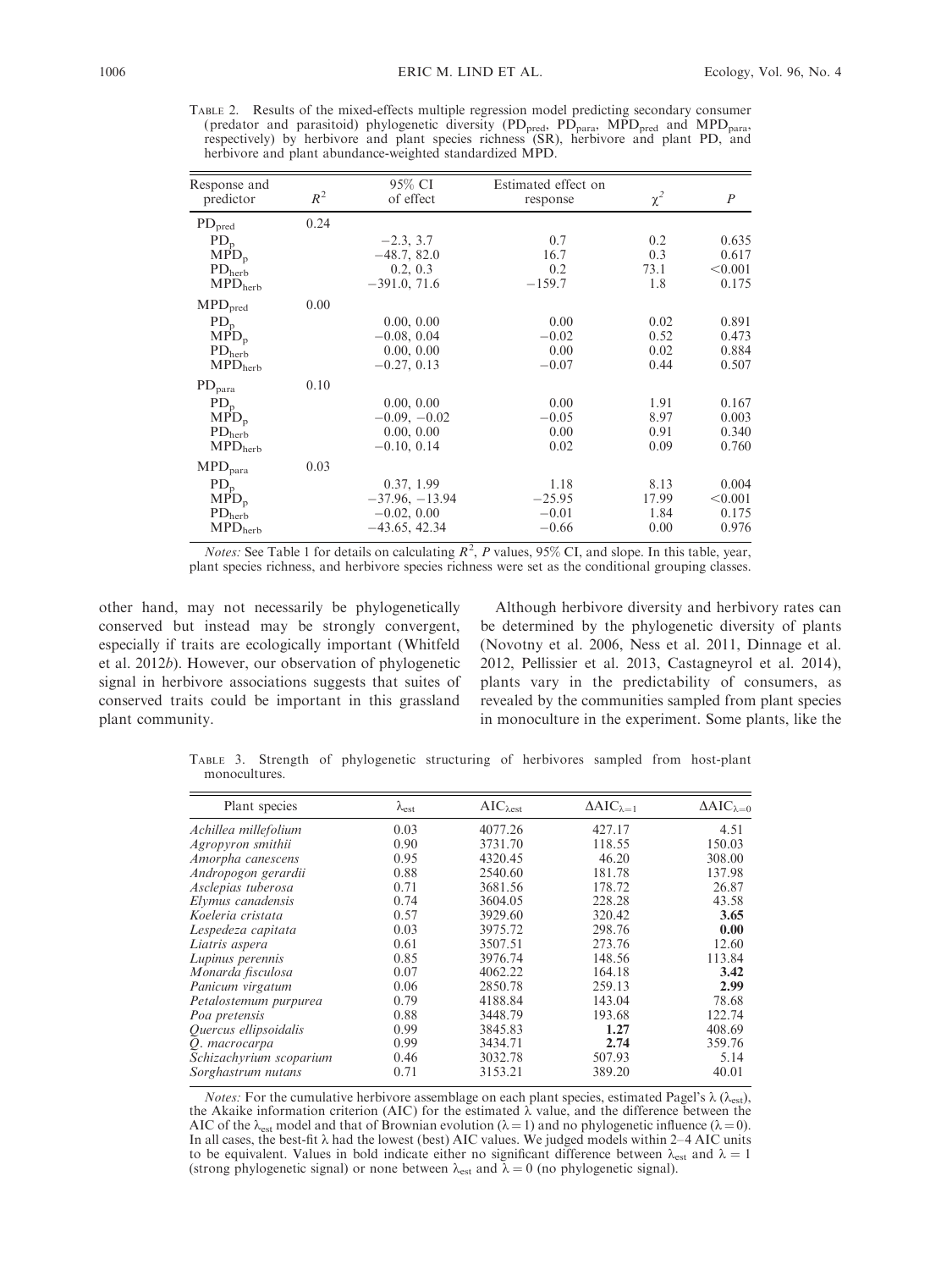TABLE 2. Results of the mixed-effects multiple regression model predicting secondary consumer (predator and parasitoid) phylogenetic diversity ($PD_{pred}$, $PD_{para}$, $MPD_{pred}$ and $MPD_{para}$, respectively) by herbivore and plant species richness (SR), herbivore and plant PD, and herbivore and plant abundance-weighted standardized MPD.

| Response and predictor | $R^2$ | 95% CI of effect | Estimated effect on response | $\chi^2$ | $P$ |
|---|---|---|---|---|---|
| $PD_{pred}$ | 0.24 | | | | |
| $PD_p$ | | −2.3, 3.7 | 0.7 | 0.2 | 0.635 |
| $MPD_p$ | | −48.7, 82.0 | 16.7 | 0.3 | 0.617 |
| $PD_{herb}$ | | 0.2, 0.3 | 0.2 | 73.1 | <0.001 |
| $MPD_{herb}$ | | −391.0, 71.6 | −159.7 | 1.8 | 0.175 |
| $MPD_{pred}$ | 0.00 | | | | |
| $PD_p$ | | 0.00, 0.00 | 0.00 | 0.02 | 0.891 |
| $MPD_p$ | | −0.08, 0.04 | −0.02 | 0.52 | 0.473 |
| $PD_{herb}$ | | 0.00, 0.00 | 0.00 | 0.02 | 0.884 |
| $MPD_{herb}$ | | −0.27, 0.13 | −0.07 | 0.44 | 0.507 |
| $PD_{para}$ | 0.10 | | | | |
| $PD_p$ | | 0.00, 0.00 | 0.00 | 1.91 | 0.167 |
| $MPD_p$ | | −0.09, −0.02 | −0.05 | 8.97 | 0.003 |
| $PD_{herb}$ | | 0.00, 0.00 | 0.00 | 0.91 | 0.340 |
| $MPD_{herb}$ | | −0.10, 0.14 | 0.02 | 0.09 | 0.760 |
| $MPD_{para}$ | 0.03 | | | | |
| $PD_p$ | | 0.37, 1.99 | 1.18 | 8.13 | 0.004 |
| $MPD_p$ | | −37.96, −13.94 | −25.95 | 17.99 | <0.001 |
| $PD_{herb}$ | | −0.02, 0.00 | −0.01 | 1.84 | 0.175 |
| $MPD_{herb}$ | | −43.65, 42.34 | −0.66 | 0.00 | 0.976 |

*Notes:* See Table 1 for details on calculating $R^2$, $P$ values, 95% CI, and slope. In this table, year, plant species richness, and herbivore species richness were set as the conditional grouping classes.

other hand, may not necessarily be phylogenetically conserved but instead may be strongly convergent, especially if traits are ecologically important (Whitfeld et al. 2012*b*). However, our observation of phylogenetic signal in herbivore associations suggests that suites of conserved traits could be important in this grassland plant community.

Although herbivore diversity and herbivory rates can be determined by the phylogenetic diversity of plants (Novotny et al. 2006, Ness et al. 2011, Dinnage et al. 2012, Pellissier et al. 2013, Castagneyrol et al. 2014), plants vary in the predictability of consumers, as revealed by the communities sampled from plant species in monoculture in the experiment. Some plants, like the

TABLE 3. Strength of phylogenetic structuring of herbivores sampled from host-plant monocultures.

| Plant species | $\lambda_{est}$ | $AIC_{\lambda est}$ | $\Delta AIC_{\lambda=1}$ | $\Delta AIC_{\lambda=0}$ |
|---|---|---|---|---|
| *Achillea millefolium* | 0.03 | 4077.26 | 427.17 | 4.51 |
| *Agropyron smithii* | 0.90 | 3731.70 | 118.55 | 150.03 |
| *Amorpha canescens* | 0.95 | 4320.45 | 46.20 | 308.00 |
| *Andropogon gerardii* | 0.88 | 2540.60 | 181.78 | 137.98 |
| *Asclepias tuberosa* | 0.71 | 3681.56 | 178.72 | 26.87 |
| *Elymus canadensis* | 0.74 | 3604.05 | 228.28 | 43.58 |
| *Koeleria cristata* | 0.57 | 3929.60 | 320.42 | **3.65** |
| *Lespedeza capitata* | 0.03 | 3975.72 | 298.76 | **0.00** |
| *Liatris aspera* | 0.61 | 3507.51 | 273.76 | 12.60 |
| *Lupinus perennis* | 0.85 | 3976.74 | 148.56 | 113.84 |
| *Monarda fisculosa* | 0.07 | 4062.22 | 164.18 | **3.42** |
| *Panicum virgatum* | 0.06 | 2850.78 | 259.13 | **2.99** |
| *Petalostemum purpurea* | 0.79 | 4188.84 | 143.04 | 78.68 |
| *Poa pretensis* | 0.88 | 3448.79 | 193.68 | 122.74 |
| *Quercus ellipsoidalis* | 0.99 | 3845.83 | **1.27** | 408.69 |
| *Q. macrocarpa* | 0.99 | 3434.71 | **2.74** | 359.76 |
| *Schizachyrium scoparium* | 0.46 | 3032.78 | 507.93 | 5.14 |
| *Sorghastrum nutans* | 0.71 | 3153.21 | 389.20 | 40.01 |

*Notes:* For the cumulative herbivore assemblage on each plant species, estimated Pagel's λ ($\lambda_{est}$), the Akaike information criterion (AIC) for the estimated λ value, and the difference between the AIC of the $\lambda_{est}$ model and that of Brownian evolution (λ = 1) and no phylogenetic influence (λ = 0). In all cases, the best-fit λ had the lowest (best) AIC values. We judged models within 2–4 AIC units to be equivalent. Values in bold indicate either no significant difference between $\lambda_{est}$ and λ = 1 (strong phylogenetic signal) or none between $\lambda_{est}$ and λ = 0 (no phylogenetic signal).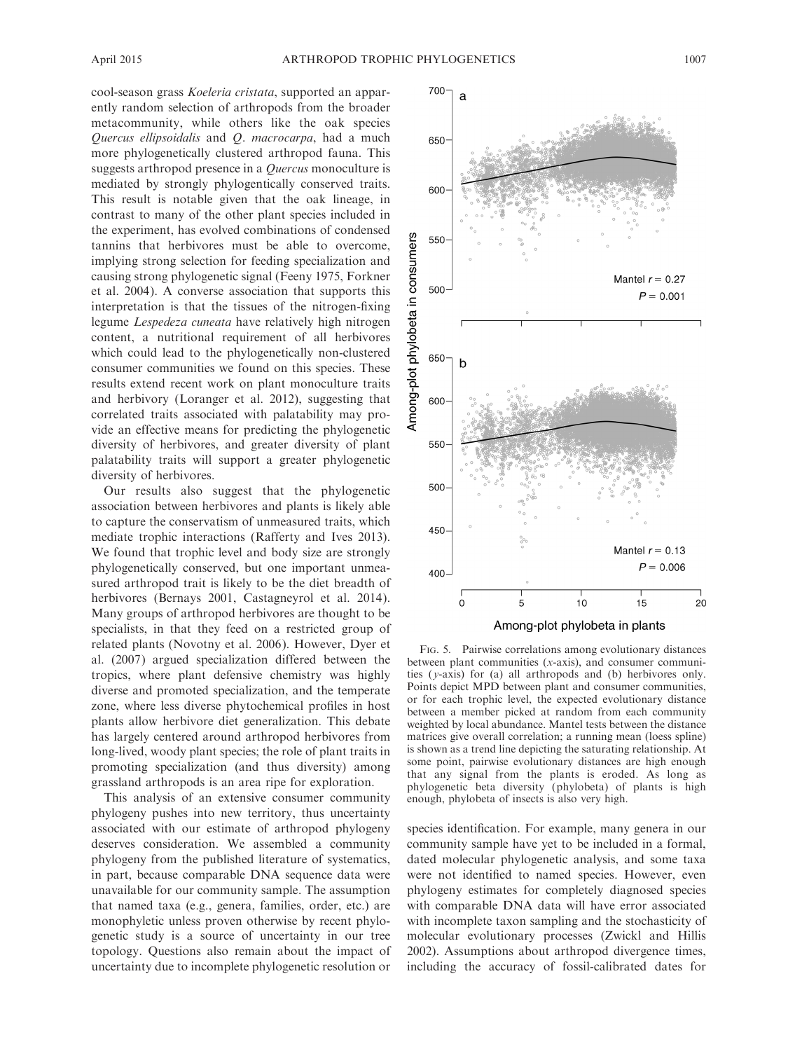cool-season grass *Koeleria cristata*, supported an apparently random selection of arthropods from the broader metacommunity, while others like the oak species *Quercus ellipsoidalis* and *Q. macrocarpa*, had a much more phylogenetically clustered arthropod fauna. This suggests arthropod presence in a *Quercus* monoculture is mediated by strongly phylogentically conserved traits. This result is notable given that the oak lineage, in contrast to many of the other plant species included in the experiment, has evolved combinations of condensed tannins that herbivores must be able to overcome, implying strong selection for feeding specialization and causing strong phylogenetic signal (Feeny 1975, Forkner et al. 2004). A converse association that supports this interpretation is that the tissues of the nitrogen-fixing legume *Lespedeza cuneata* have relatively high nitrogen content, a nutritional requirement of all herbivores which could lead to the phylogenetically non-clustered consumer communities we found on this species. These results extend recent work on plant monoculture traits and herbivory (Loranger et al. 2012), suggesting that correlated traits associated with palatability may provide an effective means for predicting the phylogenetic diversity of herbivores, and greater diversity of plant palatability traits will support a greater phylogenetic diversity of herbivores.

Our results also suggest that the phylogenetic association between herbivores and plants is likely able to capture the conservatism of unmeasured traits, which mediate trophic interactions (Rafferty and Ives 2013). We found that trophic level and body size are strongly phylogenetically conserved, but one important unmeasured arthropod trait is likely to be the diet breadth of herbivores (Bernays 2001, Castagneyrol et al. 2014). Many groups of arthropod herbivores are thought to be specialists, in that they feed on a restricted group of related plants (Novotny et al. 2006). However, Dyer et al. (2007) argued specialization differed between the tropics, where plant defensive chemistry was highly diverse and promoted specialization, and the temperate zone, where less diverse phytochemical profiles in host plants allow herbivore diet generalization. This debate has largely centered around arthropod herbivores from long-lived, woody plant species; the role of plant traits in promoting specialization (and thus diversity) among grassland arthropods is an area ripe for exploration.

This analysis of an extensive consumer community phylogeny pushes into new territory, thus uncertainty associated with our estimate of arthropod phylogeny deserves consideration. We assembled a community phylogeny from the published literature of systematics, in part, because comparable DNA sequence data were unavailable for our community sample. The assumption that named taxa (e.g., genera, families, order, etc.) are monophyletic unless proven otherwise by recent phylogenetic study is a source of uncertainty in our tree topology. Questions also remain about the impact of uncertainty due to incomplete phylogenetic resolution or species identification. For example, many genera in our community sample have yet to be included in a formal, dated molecular phylogenetic analysis, and some taxa were not identified to named species. However, even phylogeny estimates for completely diagnosed species with comparable DNA data will have error associated with incomplete taxon sampling and the stochasticity of molecular evolutionary processes (Zwickl and Hillis 2002). Assumptions about arthropod divergence times, including the accuracy of fossil-calibrated dates for

Fig. 5. Pairwise correlations among evolutionary distances between plant communities (*x*-axis), and consumer communities (*y*-axis) for (a) all arthropods and (b) herbivores only. Points depict MPD between plant and consumer communities, or for each trophic level, the expected evolutionary distance between a member picked at random from each community weighted by local abundance. Mantel tests between the distance matrices give overall correlation; a running mean (loess spline) is shown as a trend line depicting the saturating relationship. At some point, pairwise evolutionary distances are high enough that any signal from the plants is eroded. As long as phylogenetic beta diversity (phylobeta) of plants is high enough, phylobeta of insects is also very high.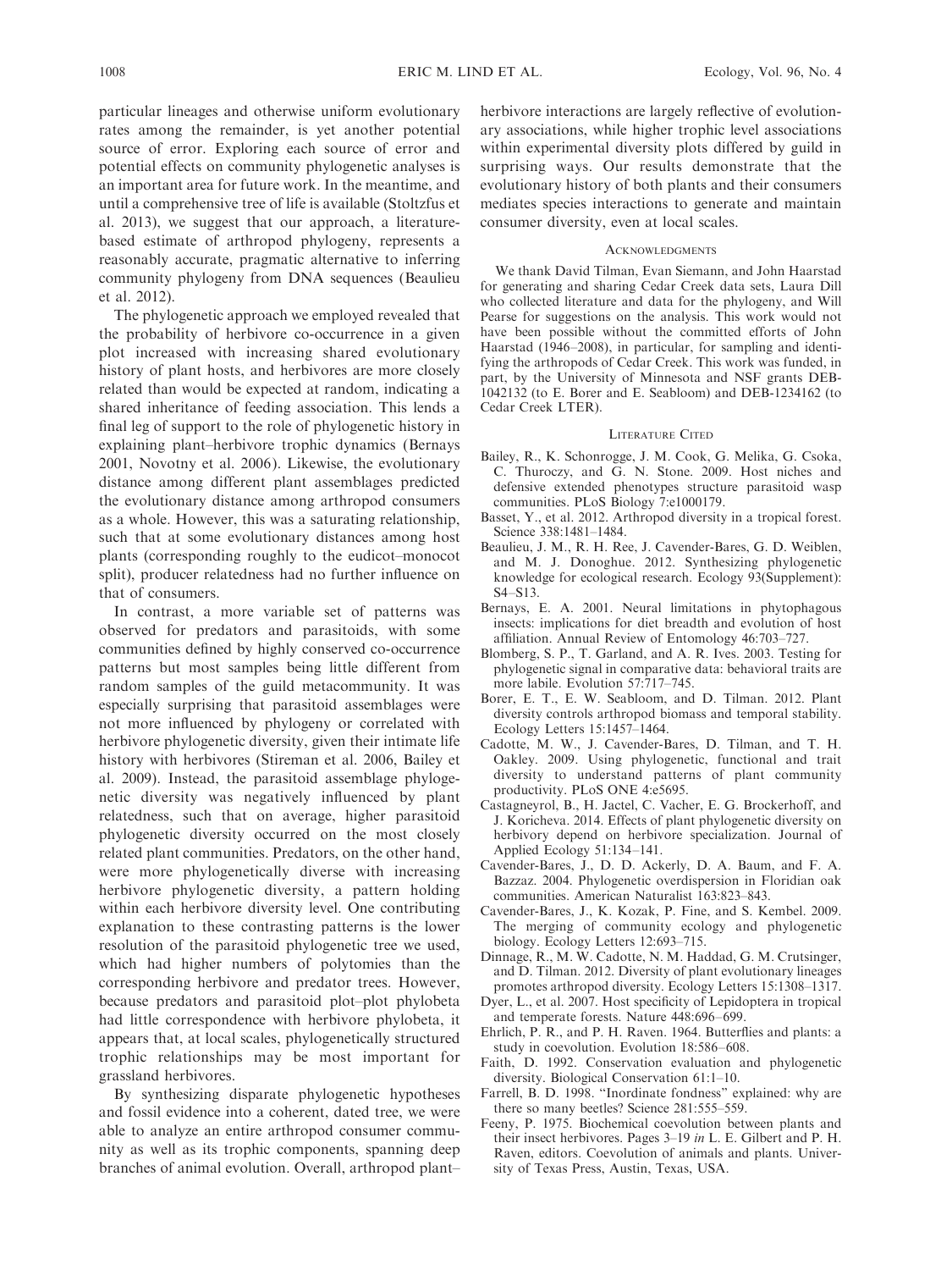particular lineages and otherwise uniform evolutionary rates among the remainder, is yet another potential source of error. Exploring each source of error and potential effects on community phylogenetic analyses is an important area for future work. In the meantime, and until a comprehensive tree of life is available (Stoltzfus et al. 2013), we suggest that our approach, a literature-based estimate of arthropod phylogeny, represents a reasonably accurate, pragmatic alternative to inferring community phylogeny from DNA sequences (Beaulieu et al. 2012).

The phylogenetic approach we employed revealed that the probability of herbivore co-occurrence in a given plot increased with increasing shared evolutionary history of plant hosts, and herbivores are more closely related than would be expected at random, indicating a shared inheritance of feeding association. This lends a final leg of support to the role of phylogenetic history in explaining plant–herbivore trophic dynamics (Bernays 2001, Novotny et al. 2006). Likewise, the evolutionary distance among different plant assemblages predicted the evolutionary distance among arthropod consumers as a whole. However, this was a saturating relationship, such that at some evolutionary distances among host plants (corresponding roughly to the eudicot–monocot split), producer relatedness had no further influence on that of consumers.

In contrast, a more variable set of patterns was observed for predators and parasitoids, with some communities defined by highly conserved co-occurrence patterns but most samples being little different from random samples of the guild metacommunity. It was especially surprising that parasitoid assemblages were not more influenced by phylogeny or correlated with herbivore phylogenetic diversity, given their intimate life history with herbivores (Stireman et al. 2006, Bailey et al. 2009). Instead, the parasitoid assemblage phylogenetic diversity was negatively influenced by plant relatedness, such that on average, higher parasitoid phylogenetic diversity occurred on the most closely related plant communities. Predators, on the other hand, were more phylogenetically diverse with increasing herbivore phylogenetic diversity, a pattern holding within each herbivore diversity level. One contributing explanation to these contrasting patterns is the lower resolution of the parasitoid phylogenetic tree we used, which had higher numbers of polytomies than the corresponding herbivore and predator trees. However, because predators and parasitoid plot–plot phylobeta had little correspondence with herbivore phylobeta, it appears that, at local scales, phylogenetically structured trophic relationships may be most important for grassland herbivores.

By synthesizing disparate phylogenetic hypotheses and fossil evidence into a coherent, dated tree, we were able to analyze an entire arthropod consumer community as well as its trophic components, spanning deep branches of animal evolution. Overall, arthropod plant–herbivore interactions are largely reflective of evolutionary associations, while higher trophic level associations within experimental diversity plots differed by guild in surprising ways. Our results demonstrate that the evolutionary history of both plants and their consumers mediates species interactions to generate and maintain consumer diversity, even at local scales.

## Acknowledgments

We thank David Tilman, Evan Siemann, and John Haarstad for generating and sharing Cedar Creek data sets, Laura Dill who collected literature and data for the phylogeny, and Will Pearse for suggestions on the analysis. This work would not have been possible without the committed efforts of John Haarstad (1946–2008), in particular, for sampling and identifying the arthropods of Cedar Creek. This work was funded, in part, by the University of Minnesota and NSF grants DEB-1042132 (to E. Borer and E. Seabloom) and DEB-1234162 (to Cedar Creek LTER).

## Literature Cited

Bailey, R., K. Schonrogge, J. M. Cook, G. Melika, G. Csoka, C. Thuroczy, and G. N. Stone. 2009. Host niches and defensive extended phenotypes structure parasitoid wasp communities. PLoS Biology 7:e1000179.

Basset, Y., et al. 2012. Arthropod diversity in a tropical forest. Science 338:1481–1484.

Beaulieu, J. M., R. H. Ree, J. Cavender-Bares, G. D. Weiblen, and M. J. Donoghue. 2012. Synthesizing phylogenetic knowledge for ecological research. Ecology 93(Supplement): S4–S13.

Bernays, E. A. 2001. Neural limitations in phytophagous insects: implications for diet breadth and evolution of host affiliation. Annual Review of Entomology 46:703–727.

Blomberg, S. P., T. Garland, and A. R. Ives. 2003. Testing for phylogenetic signal in comparative data: behavioral traits are more labile. Evolution 57:717–745.

Borer, E. T., E. W. Seabloom, and D. Tilman. 2012. Plant diversity controls arthropod biomass and temporal stability. Ecology Letters 15:1457–1464.

Cadotte, M. W., J. Cavender-Bares, D. Tilman, and T. H. Oakley. 2009. Using phylogenetic, functional and trait diversity to understand patterns of plant community productivity. PLoS ONE 4:e5695.

Castagneyrol, B., H. Jactel, C. Vacher, E. G. Brockerhoff, and J. Koricheva. 2014. Effects of plant phylogenetic diversity on herbivory depend on herbivore specialization. Journal of Applied Ecology 51:134–141.

Cavender-Bares, J., D. D. Ackerly, D. A. Baum, and F. A. Bazzaz. 2004. Phylogenetic overdispersion in Floridian oak communities. American Naturalist 163:823–843.

Cavender-Bares, J., K. Kozak, P. Fine, and S. Kembel. 2009. The merging of community ecology and phylogenetic biology. Ecology Letters 12:693–715.

Dinnage, R., M. W. Cadotte, N. M. Haddad, G. M. Crutsinger, and D. Tilman. 2012. Diversity of plant evolutionary lineages promotes arthropod diversity. Ecology Letters 15:1308–1317.

Dyer, L., et al. 2007. Host specificity of Lepidoptera in tropical and temperate forests. Nature 448:696–699.

Ehrlich, P. R., and P. H. Raven. 1964. Butterflies and plants: a study in coevolution. Evolution 18:586–608.

Faith, D. 1992. Conservation evaluation and phylogenetic diversity. Biological Conservation 61:1–10.

Farrell, B. D. 1998. "Inordinate fondness" explained: why are there so many beetles? Science 281:555–559.

Feeny, P. 1975. Biochemical coevolution between plants and their insect herbivores. Pages 3–19 *in* L. E. Gilbert and P. H. Raven, editors. Coevolution of animals and plants. University of Texas Press, Austin, Texas, USA.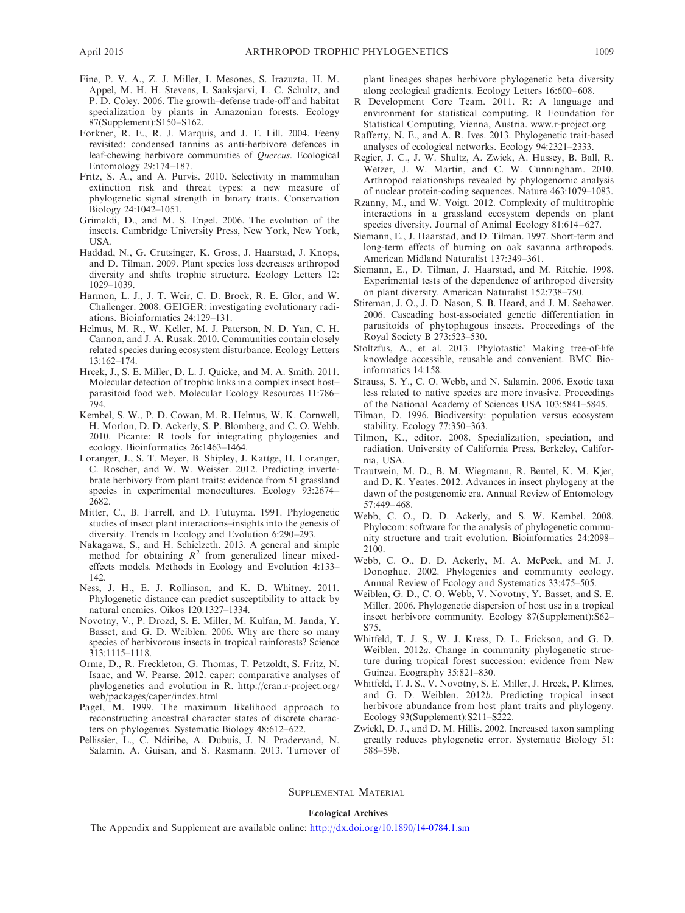Fine, P. V. A., Z. J. Miller, I. Mesones, S. Irazuzta, H. M. Appel, M. H. H. Stevens, I. Saaksjarvi, L. C. Schultz, and P. D. Coley. 2006. The growth–defense trade-off and habitat specialization by plants in Amazonian forests. Ecology 87(Supplement):S150–S162.

Forkner, R. E., R. J. Marquis, and J. T. Lill. 2004. Feeny revisited: condensed tannins as anti-herbivore defences in leaf-chewing herbivore communities of *Quercus*. Ecological Entomology 29:174–187.

Fritz, S. A., and A. Purvis. 2010. Selectivity in mammalian extinction risk and threat types: a new measure of phylogenetic signal strength in binary traits. Conservation Biology 24:1042–1051.

Grimaldi, D., and M. S. Engel. 2006. The evolution of the insects. Cambridge University Press, New York, New York, USA.

Haddad, N., G. Crutsinger, K. Gross, J. Haarstad, J. Knops, and D. Tilman. 2009. Plant species loss decreases arthropod diversity and shifts trophic structure. Ecology Letters 12: 1029–1039.

Harmon, L. J., J. T. Weir, C. D. Brock, R. E. Glor, and W. Challenger. 2008. GEIGER: investigating evolutionary radiations. Bioinformatics 24:129–131.

Helmus, M. R., W. Keller, M. J. Paterson, N. D. Yan, C. H. Cannon, and J. A. Rusak. 2010. Communities contain closely related species during ecosystem disturbance. Ecology Letters 13:162–174.

Hrcek, J., S. E. Miller, D. L. J. Quicke, and M. A. Smith. 2011. Molecular detection of trophic links in a complex insect host–parasitoid food web. Molecular Ecology Resources 11:786–794.

Kembel, S. W., P. D. Cowan, M. R. Helmus, W. K. Cornwell, H. Morlon, D. D. Ackerly, S. P. Blomberg, and C. O. Webb. 2010. Picante: R tools for integrating phylogenies and ecology. Bioinformatics 26:1463–1464.

Loranger, J., S. T. Meyer, B. Shipley, J. Kattge, H. Loranger, C. Roscher, and W. W. Weisser. 2012. Predicting invertebrate herbivory from plant traits: evidence from 51 grassland species in experimental monocultures. Ecology 93:2674–2682.

Mitter, C., B. Farrell, and D. Futuyma. 1991. Phylogenetic studies of insect plant interactions–insights into the genesis of diversity. Trends in Ecology and Evolution 6:290–293.

Nakagawa, S., and H. Schielzeth. 2013. A general and simple method for obtaining $R^2$ from generalized linear mixed-effects models. Methods in Ecology and Evolution 4:133–142.

Ness, J. H., E. J. Rollinson, and K. D. Whitney. 2011. Phylogenetic distance can predict susceptibility to attack by natural enemies. Oikos 120:1327–1334.

Novotny, V., P. Drozd, S. E. Miller, M. Kulfan, M. Janda, Y. Basset, and G. D. Weiblen. 2006. Why are there so many species of herbivorous insects in tropical rainforests? Science 313:1115–1118.

Orme, D., R. Freckleton, G. Thomas, T. Petzoldt, S. Fritz, N. Isaac, and W. Pearse. 2012. caper: comparative analyses of phylogenetics and evolution in R. http://cran.r-project.org/web/packages/caper/index.html

Pagel, M. 1999. The maximum likelihood approach to reconstructing ancestral character states of discrete characters on phylogenies. Systematic Biology 48:612–622.

Pellissier, L., C. Ndiribe, A. Dubuis, J. N. Pradervand, N. Salamin, A. Guisan, and S. Rasmann. 2013. Turnover of plant lineages shapes herbivore phylogenetic beta diversity along ecological gradients. Ecology Letters 16:600–608.

R Development Core Team. 2011. R: A language and environment for statistical computing. R Foundation for Statistical Computing, Vienna, Austria. www.r-project.org

Rafferty, N. E., and A. R. Ives. 2013. Phylogenetic trait-based analyses of ecological networks. Ecology 94:2321–2333.

Regier, J. C., J. W. Shultz, A. Zwick, A. Hussey, B. Ball, R. Wetzer, J. W. Martin, and C. W. Cunningham. 2010. Arthropod relationships revealed by phylogenomic analysis of nuclear protein-coding sequences. Nature 463:1079–1083.

Rzanny, M., and W. Voigt. 2012. Complexity of multitrophic interactions in a grassland ecosystem depends on plant species diversity. Journal of Animal Ecology 81:614–627.

Siemann, E., J. Haarstad, and D. Tilman. 1997. Short-term and long-term effects of burning on oak savanna arthropods. American Midland Naturalist 137:349–361.

Siemann, E., D. Tilman, J. Haarstad, and M. Ritchie. 1998. Experimental tests of the dependence of arthropod diversity on plant diversity. American Naturalist 152:738–750.

Stireman, J. O., J. D. Nason, S. B. Heard, and J. M. Seehawer. 2006. Cascading host-associated genetic differentiation in parasitoids of phytophagous insects. Proceedings of the Royal Society B 273:523–530.

Stoltzfus, A., et al. 2013. Phylotastic! Making tree-of-life knowledge accessible, reusable and convenient. BMC Bioinformatics 14:158.

Strauss, S. Y., C. O. Webb, and N. Salamin. 2006. Exotic taxa less related to native species are more invasive. Proceedings of the National Academy of Sciences USA 103:5841–5845.

Tilman, D. 1996. Biodiversity: population versus ecosystem stability. Ecology 77:350–363.

Tilmon, K., editor. 2008. Specialization, speciation, and radiation. University of California Press, Berkeley, California, USA.

Trautwein, M. D., B. M. Wiegmann, R. Beutel, K. M. Kjer, and D. K. Yeates. 2012. Advances in insect phylogeny at the dawn of the postgenomic era. Annual Review of Entomology 57:449–468.

Webb, C. O., D. D. Ackerly, and S. W. Kembel. 2008. Phylocom: software for the analysis of phylogenetic community structure and trait evolution. Bioinformatics 24:2098–2100.

Webb, C. O., D. D. Ackerly, M. A. McPeek, and M. J. Donoghue. 2002. Phylogenies and community ecology. Annual Review of Ecology and Systematics 33:475–505.

Weiblen, G. D., C. O. Webb, V. Novotny, Y. Basset, and S. E. Miller. 2006. Phylogenetic dispersion of host use in a tropical insect herbivore community. Ecology 87(Supplement):S62–S75.

Whitfeld, T. J. S., W. J. Kress, D. L. Erickson, and G. D. Weiblen. 2012*a*. Change in community phylogenetic structure during tropical forest succession: evidence from New Guinea. Ecography 35:821–830.

Whitfeld, T. J. S., V. Novotny, S. E. Miller, J. Hrcek, P. Klimes, and G. D. Weiblen. 2012*b*. Predicting tropical insect herbivore abundance from host plant traits and phylogeny. Ecology 93(Supplement):S211–S222.

Zwickl, D. J., and D. M. Hillis. 2002. Increased taxon sampling greatly reduces phylogenetic error. Systematic Biology 51: 588–598.

## Supplemental Material

### Ecological Archives

The Appendix and Supplement are available online: http://dx.doi.org/10.1890/14-0784.1.sm